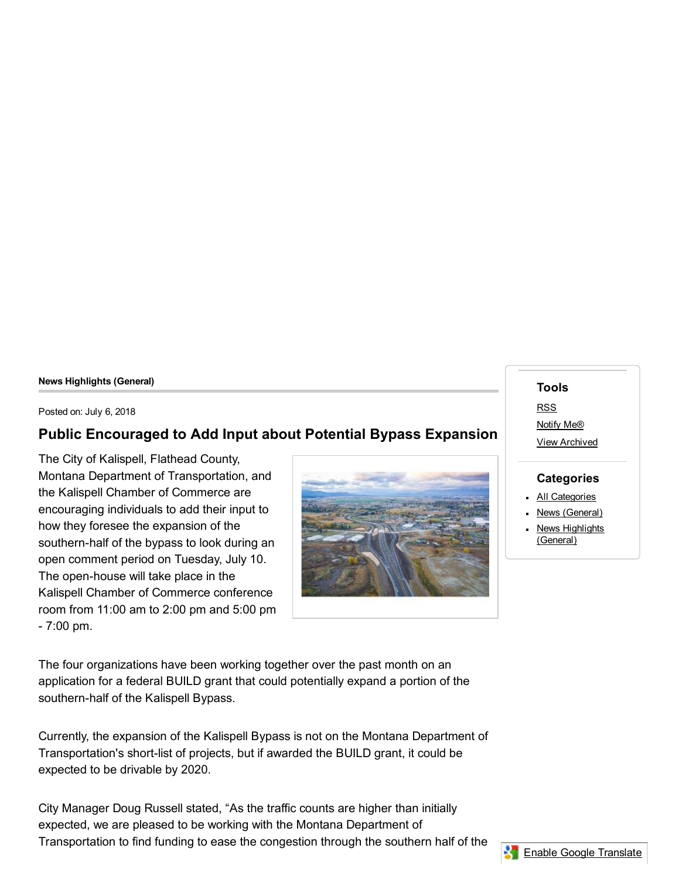**News Highlights (General)**

Posted on: July 6, 2018

## Public Encouraged to Add Input about Potential Bypass Expansion

The City of Kalispell, Flathead County, Montana Department of Transportation, and the Kalispell Chamber of Commerce are encouraging individuals to add their input to how they foresee the expansion of the southern-half of the bypass to look during an open comment period on Tuesday, July 10. The open-house will take place in the Kalispell Chamber of Commerce conference room from 11:00 am to 2:00 pm and 5:00 pm - 7:00 pm.

The four organizations have been working together over the past month on an application for a federal BUILD grant that could potentially expand a portion of the southern-half of the Kalispell Bypass.

Currently, the expansion of the Kalispell Bypass is not on the Montana Department of Transportation's short-list of projects, but if awarded the BUILD grant, it could be expected to be drivable by 2020.

City Manager Doug Russell stated, "As the traffic counts are higher than initially expected, we are pleased to be working with the Montana Department of Transportation to find funding to ease the congestion through the southern half of the

**Tools**

- RSS
- Notify Me®
- View Archived

**Categories**

- All Categories
- News (General)
- News Highlights (General)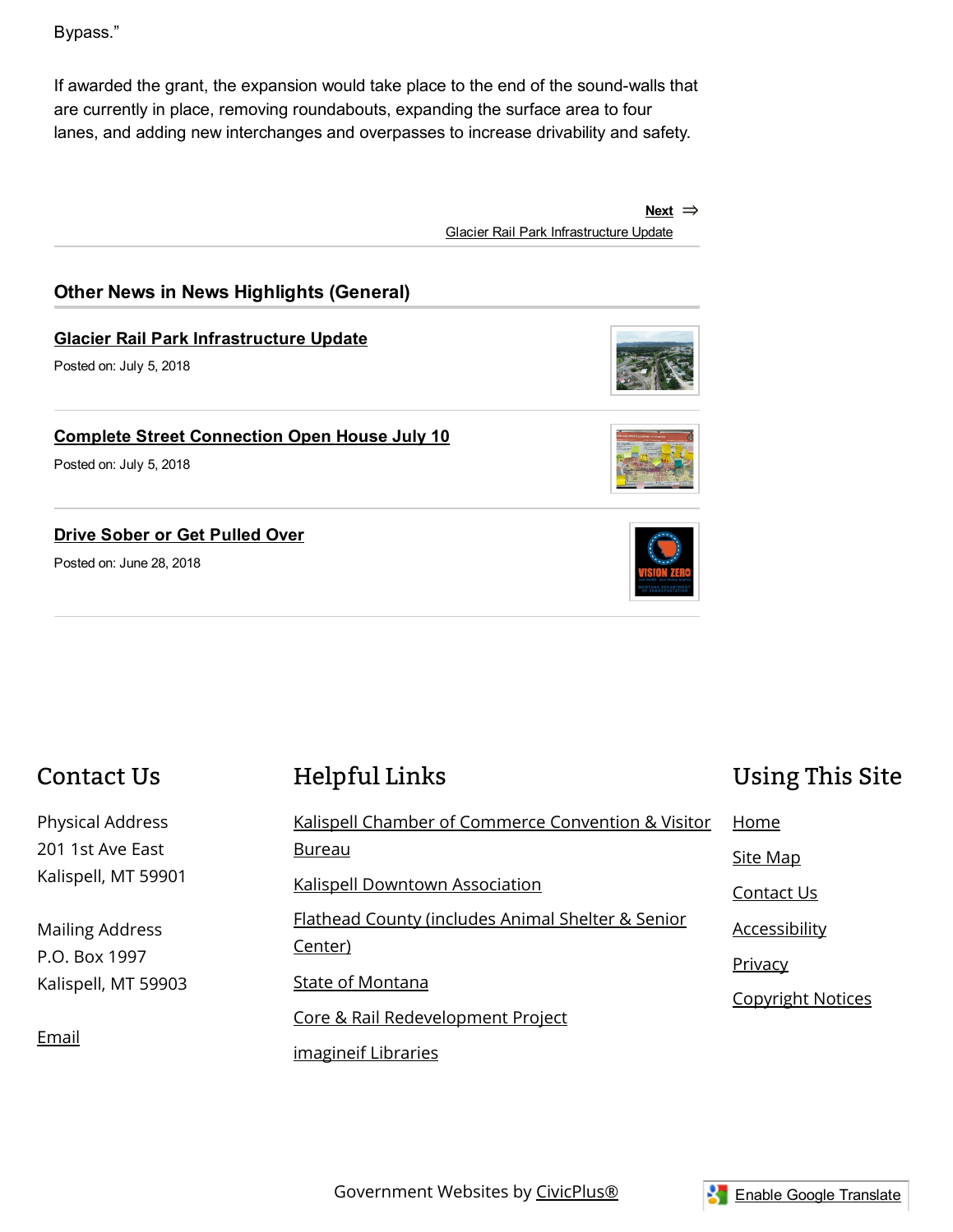Bypass."

If awarded the grant, the expansion would take place to the end of the sound-walls that are currently in place, removing roundabouts, expanding the surface area to four lanes, and adding new interchanges and overpasses to increase drivability and safety.

**Next** ⇒
Glacier Rail Park Infrastructure Update

## Other News in News Highlights (General)

**Glacier Rail Park Infrastructure Update**

Posted on: July 5, 2018

**Complete Street Connection Open House July 10**

Posted on: July 5, 2018

**Drive Sober or Get Pulled Over**

Posted on: June 28, 2018

## Contact Us

Physical Address
201 1st Ave East
Kalispell, MT 59901

Mailing Address
P.O. Box 1997
Kalispell, MT 59903

Email

## Helpful Links

Kalispell Chamber of Commerce Convention & Visitor Bureau

Kalispell Downtown Association

Flathead County (includes Animal Shelter & Senior Center)

State of Montana

Core & Rail Redevelopment Project

imagineif Libraries

## Using This Site

Home

Site Map

Contact Us

Accessibility

Privacy

Copyright Notices

Government Websites by CivicPlus®

Enable Google Translate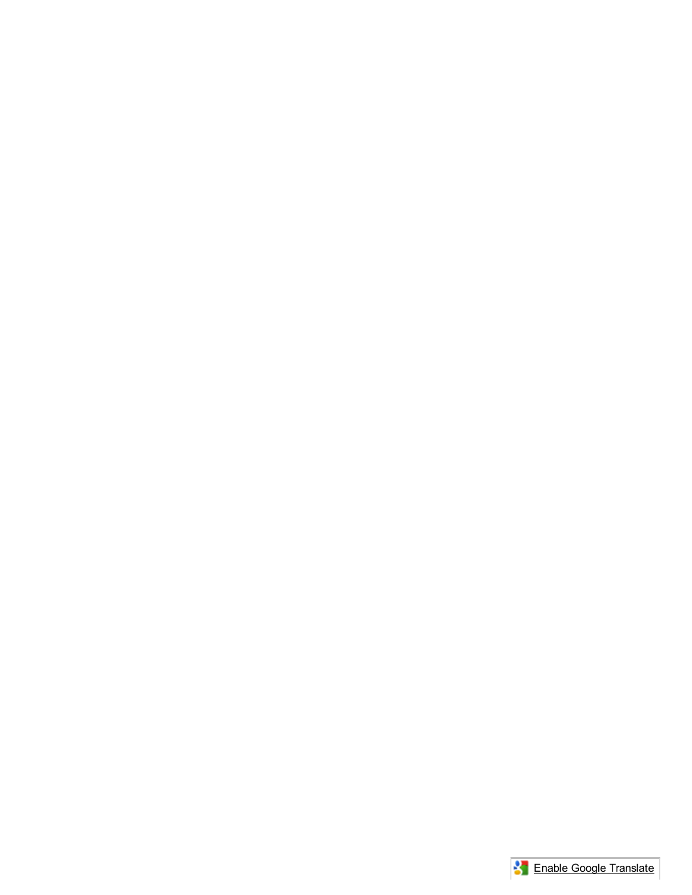Enable Google Translate